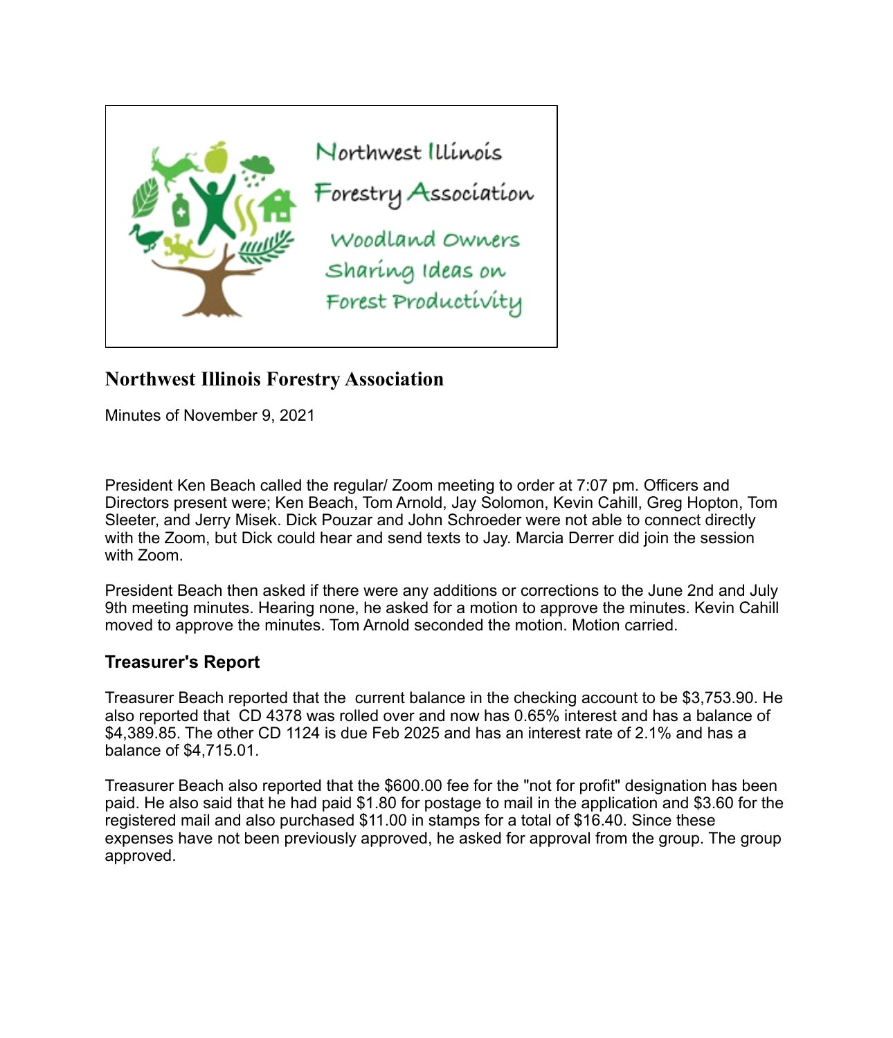Northwest Illinois Forestry Association

Woodland Owners Sharing Ideas on Forest Productivity

## Northwest Illinois Forestry Association

Minutes of November 9, 2021

President Ken Beach called the regular/ Zoom meeting to order at 7:07 pm. Officers and Directors present were; Ken Beach, Tom Arnold, Jay Solomon, Kevin Cahill, Greg Hopton, Tom Sleeter, and Jerry Misek. Dick Pouzar and John Schroeder were not able to connect directly with the Zoom, but Dick could hear and send texts to Jay. Marcia Derrer did join the session with Zoom.

President Beach then asked if there were any additions or corrections to the June 2nd and July 9th meeting minutes. Hearing none, he asked for a motion to approve the minutes. Kevin Cahill moved to approve the minutes. Tom Arnold seconded the motion. Motion carried.

### Treasurer's Report

Treasurer Beach reported that the current balance in the checking account to be $3,753.90. He also reported that CD 4378 was rolled over and now has 0.65% interest and has a balance of $4,389.85. The other CD 1124 is due Feb 2025 and has an interest rate of 2.1% and has a balance of $4,715.01.

Treasurer Beach also reported that the $600.00 fee for the "not for profit" designation has been paid. He also said that he had paid $1.80 for postage to mail in the application and $3.60 for the registered mail and also purchased $11.00 in stamps for a total of $16.40. Since these expenses have not been previously approved, he asked for approval from the group. The group approved.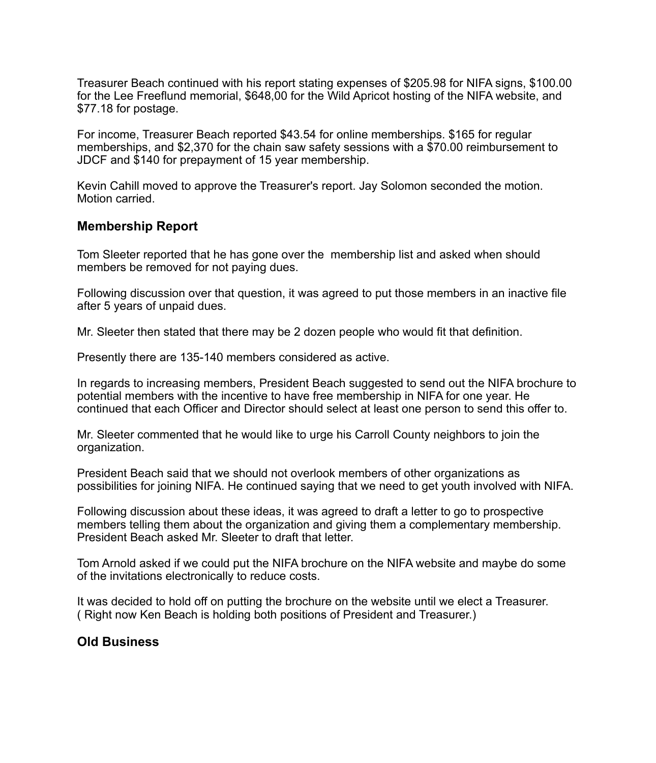Treasurer Beach continued with his report stating expenses of $205.98 for NIFA signs, $100.00 for the Lee Freeflund memorial, $648,00 for the Wild Apricot hosting of the NIFA website, and $77.18 for postage.

For income, Treasurer Beach reported $43.54 for online memberships. $165 for regular memberships, and $2,370 for the chain saw safety sessions with a $70.00 reimbursement to JDCF and $140 for prepayment of 15 year membership.

Kevin Cahill moved to approve the Treasurer's report. Jay Solomon seconded the motion. Motion carried.

## Membership Report

Tom Sleeter reported that he has gone over the membership list and asked when should members be removed for not paying dues.

Following discussion over that question, it was agreed to put those members in an inactive file after 5 years of unpaid dues.

Mr. Sleeter then stated that there may be 2 dozen people who would fit that definition.

Presently there are 135-140 members considered as active.

In regards to increasing members, President Beach suggested to send out the NIFA brochure to potential members with the incentive to have free membership in NIFA for one year. He continued that each Officer and Director should select at least one person to send this offer to.

Mr. Sleeter commented that he would like to urge his Carroll County neighbors to join the organization.

President Beach said that we should not overlook members of other organizations as possibilities for joining NIFA. He continued saying that we need to get youth involved with NIFA.

Following discussion about these ideas, it was agreed to draft a letter to go to prospective members telling them about the organization and giving them a complementary membership. President Beach asked Mr. Sleeter to draft that letter.

Tom Arnold asked if we could put the NIFA brochure on the NIFA website and maybe do some of the invitations electronically to reduce costs.

It was decided to hold off on putting the brochure on the website until we elect a Treasurer. ( Right now Ken Beach is holding both positions of President and Treasurer.)

## Old Business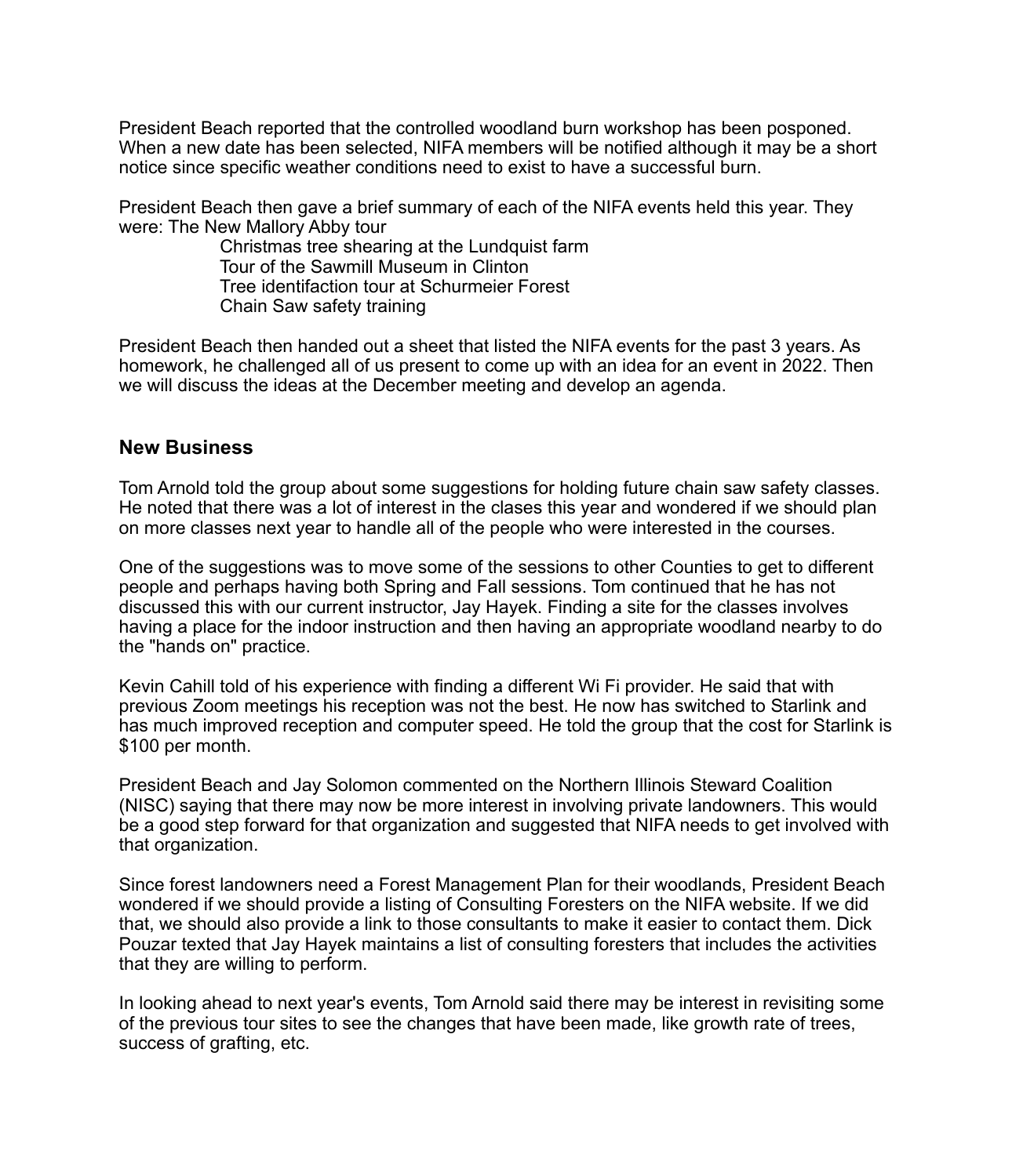President Beach reported that the controlled woodland burn workshop has been posponed. When a new date has been selected, NIFA members will be notified although it may be a short notice since specific weather conditions need to exist to have a successful burn.

President Beach then gave a brief summary of each of the NIFA events held this year. They were: The New Mallory Abby tour
Christmas tree shearing at the Lundquist farm
Tour of the Sawmill Museum in Clinton
Tree identifaction tour at Schurmeier Forest
Chain Saw safety training

President Beach then handed out a sheet that listed the NIFA events for the past 3 years. As homework, he challenged all of us present to come up with an idea for an event in 2022. Then we will discuss the ideas at the December meeting and develop an agenda.

## New Business

Tom Arnold told the group about some suggestions for holding future chain saw safety classes. He noted that there was a lot of interest in the clases this year and wondered if we should plan on more classes next year to handle all of the people who were interested in the courses.

One of the suggestions was to move some of the sessions to other Counties to get to different people and perhaps having both Spring and Fall sessions. Tom continued that he has not discussed this with our current instructor, Jay Hayek. Finding a site for the classes involves having a place for the indoor instruction and then having an appropriate woodland nearby to do the "hands on" practice.

Kevin Cahill told of his experience with finding a different Wi Fi provider. He said that with previous Zoom meetings his reception was not the best. He now has switched to Starlink and has much improved reception and computer speed. He told the group that the cost for Starlink is $100 per month.

President Beach and Jay Solomon commented on the Northern Illinois Steward Coalition (NISC) saying that there may now be more interest in involving private landowners. This would be a good step forward for that organization and suggested that NIFA needs to get involved with that organization.

Since forest landowners need a Forest Management Plan for their woodlands, President Beach wondered if we should provide a listing of Consulting Foresters on the NIFA website. If we did that, we should also provide a link to those consultants to make it easier to contact them. Dick Pouzar texted that Jay Hayek maintains a list of consulting foresters that includes the activities that they are willing to perform.

In looking ahead to next year's events, Tom Arnold said there may be interest in revisiting some of the previous tour sites to see the changes that have been made, like growth rate of trees, success of grafting, etc.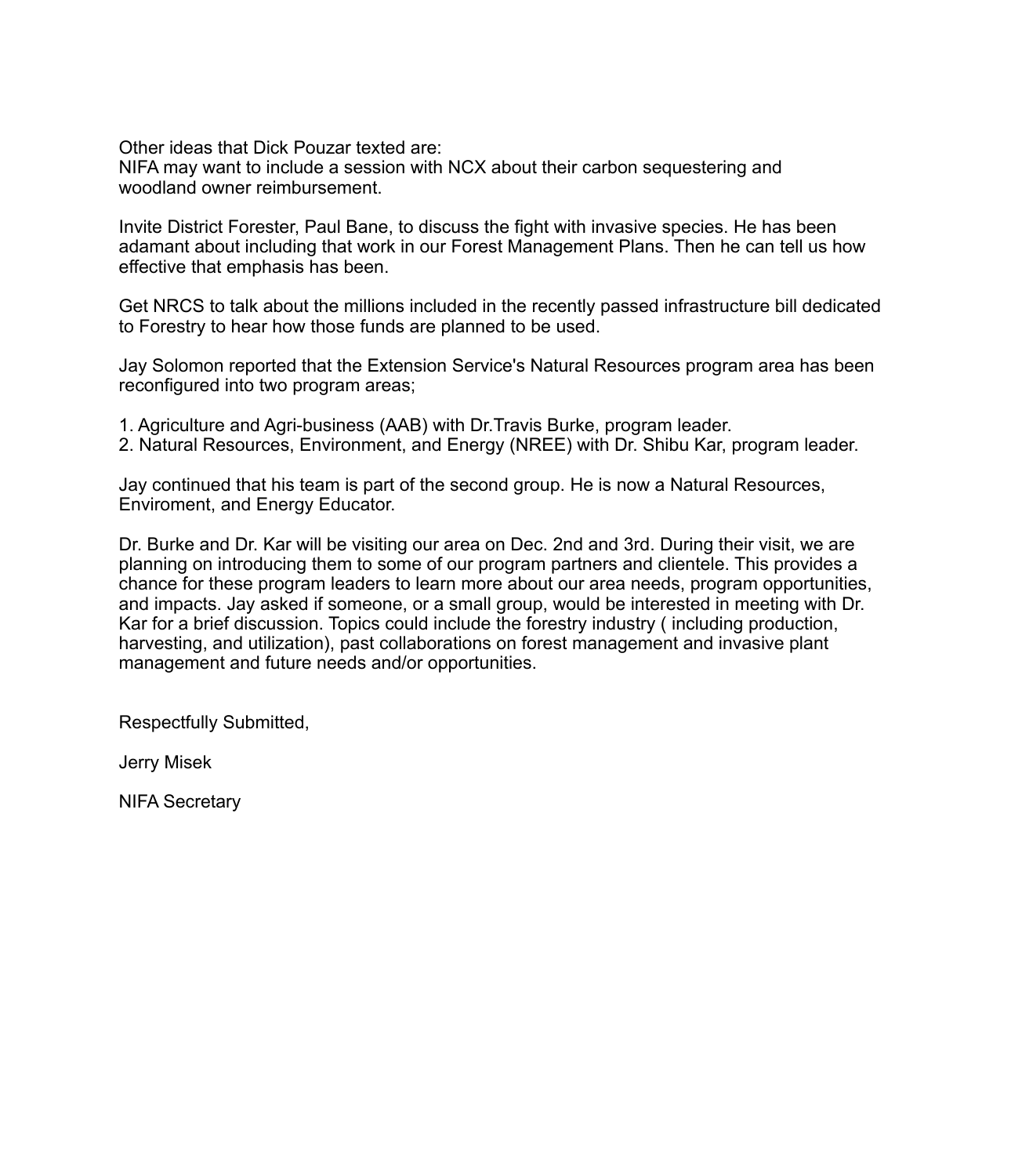Other ideas that Dick Pouzar texted are:
NIFA may want to include a session with NCX about their carbon sequestering and woodland owner reimbursement.

Invite District Forester, Paul Bane, to discuss the fight with invasive species. He has been adamant about including that work in our Forest Management Plans. Then he can tell us how effective that emphasis has been.

Get NRCS to talk about the millions included in the recently passed infrastructure bill dedicated to Forestry to hear how those funds are planned to be used.

Jay Solomon reported that the Extension Service's Natural Resources program area has been reconfigured into two program areas;

1. Agriculture and Agri-business (AAB) with Dr.Travis Burke, program leader.
2. Natural Resources, Environment, and Energy (NREE) with Dr. Shibu Kar, program leader.

Jay continued that his team is part of the second group. He is now a Natural Resources, Enviroment, and Energy Educator.

Dr. Burke and Dr. Kar will be visiting our area on Dec. 2nd and 3rd. During their visit, we are planning on introducing them to some of our program partners and clientele. This provides a chance for these program leaders to learn more about our area needs, program opportunities, and impacts. Jay asked if someone, or a small group, would be interested in meeting with Dr. Kar for a brief discussion. Topics could include the forestry industry ( including production, harvesting, and utilization), past collaborations on forest management and invasive plant management and future needs and/or opportunities.

Respectfully Submitted,

Jerry Misek

NIFA Secretary